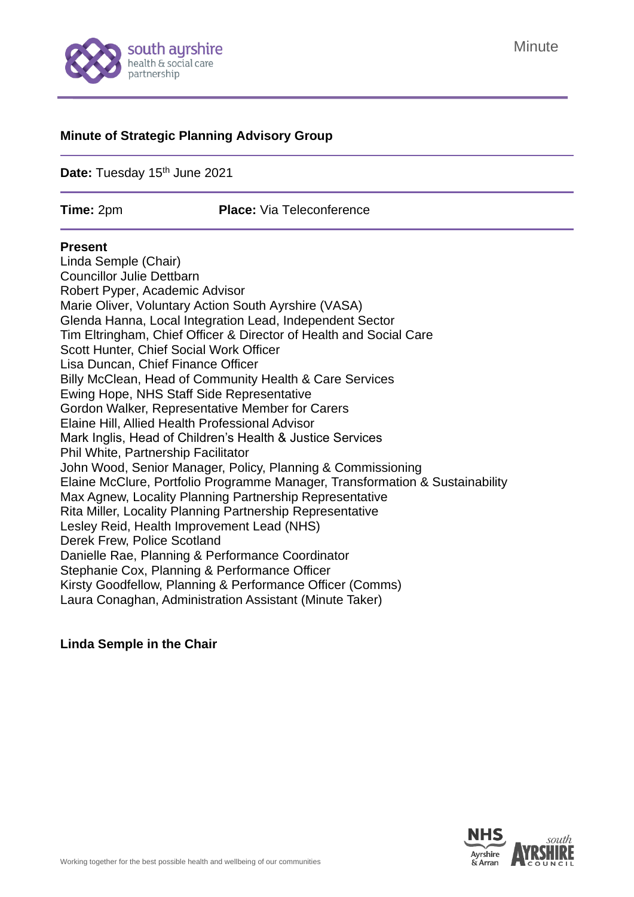Minute

# Minute of Strategic Planning Advisory Group

**Date:** Tuesday 15th June 2021

**Time:** 2pm **Place:** Via Teleconference

**Present**

Linda Semple (Chair)
Councillor Julie Dettbarn
Robert Pyper, Academic Advisor
Marie Oliver, Voluntary Action South Ayrshire (VASA)
Glenda Hanna, Local Integration Lead, Independent Sector
Tim Eltringham, Chief Officer & Director of Health and Social Care
Scott Hunter, Chief Social Work Officer
Lisa Duncan, Chief Finance Officer
Billy McClean, Head of Community Health & Care Services
Ewing Hope, NHS Staff Side Representative
Gordon Walker, Representative Member for Carers
Elaine Hill, Allied Health Professional Advisor
Mark Inglis, Head of Children's Health & Justice Services
Phil White, Partnership Facilitator
John Wood, Senior Manager, Policy, Planning & Commissioning
Elaine McClure, Portfolio Programme Manager, Transformation & Sustainability
Max Agnew, Locality Planning Partnership Representative
Rita Miller, Locality Planning Partnership Representative
Lesley Reid, Health Improvement Lead (NHS)
Derek Frew, Police Scotland
Danielle Rae, Planning & Performance Coordinator
Stephanie Cox, Planning & Performance Officer
Kirsty Goodfellow, Planning & Performance Officer (Comms)
Laura Conaghan, Administration Assistant (Minute Taker)

**Linda Semple in the Chair**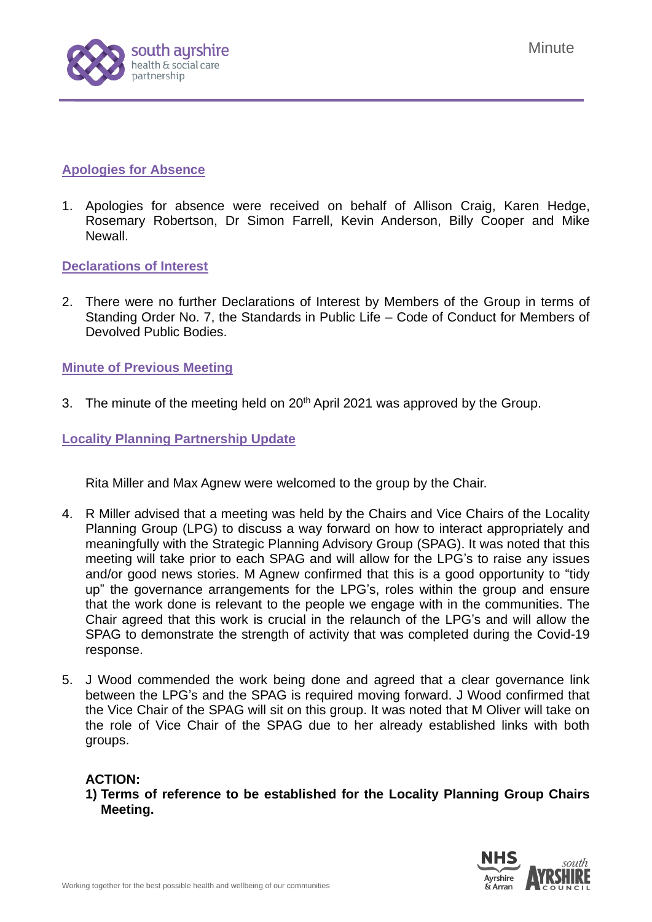## Apologies for Absence

1. Apologies for absence were received on behalf of Allison Craig, Karen Hedge, Rosemary Robertson, Dr Simon Farrell, Kevin Anderson, Billy Cooper and Mike Newall.

## Declarations of Interest

2. There were no further Declarations of Interest by Members of the Group in terms of Standing Order No. 7, the Standards in Public Life – Code of Conduct for Members of Devolved Public Bodies.

## Minute of Previous Meeting

3. The minute of the meeting held on 20th April 2021 was approved by the Group.

## Locality Planning Partnership Update

Rita Miller and Max Agnew were welcomed to the group by the Chair.

4. R Miller advised that a meeting was held by the Chairs and Vice Chairs of the Locality Planning Group (LPG) to discuss a way forward on how to interact appropriately and meaningfully with the Strategic Planning Advisory Group (SPAG). It was noted that this meeting will take prior to each SPAG and will allow for the LPG's to raise any issues and/or good news stories. M Agnew confirmed that this is a good opportunity to "tidy up" the governance arrangements for the LPG's, roles within the group and ensure that the work done is relevant to the people we engage with in the communities. The Chair agreed that this work is crucial in the relaunch of the LPG's and will allow the SPAG to demonstrate the strength of activity that was completed during the Covid-19 response.

5. J Wood commended the work being done and agreed that a clear governance link between the LPG's and the SPAG is required moving forward. J Wood confirmed that the Vice Chair of the SPAG will sit on this group. It was noted that M Oliver will take on the role of Vice Chair of the SPAG due to her already established links with both groups.

**ACTION:**

**1) Terms of reference to be established for the Locality Planning Group Chairs Meeting.**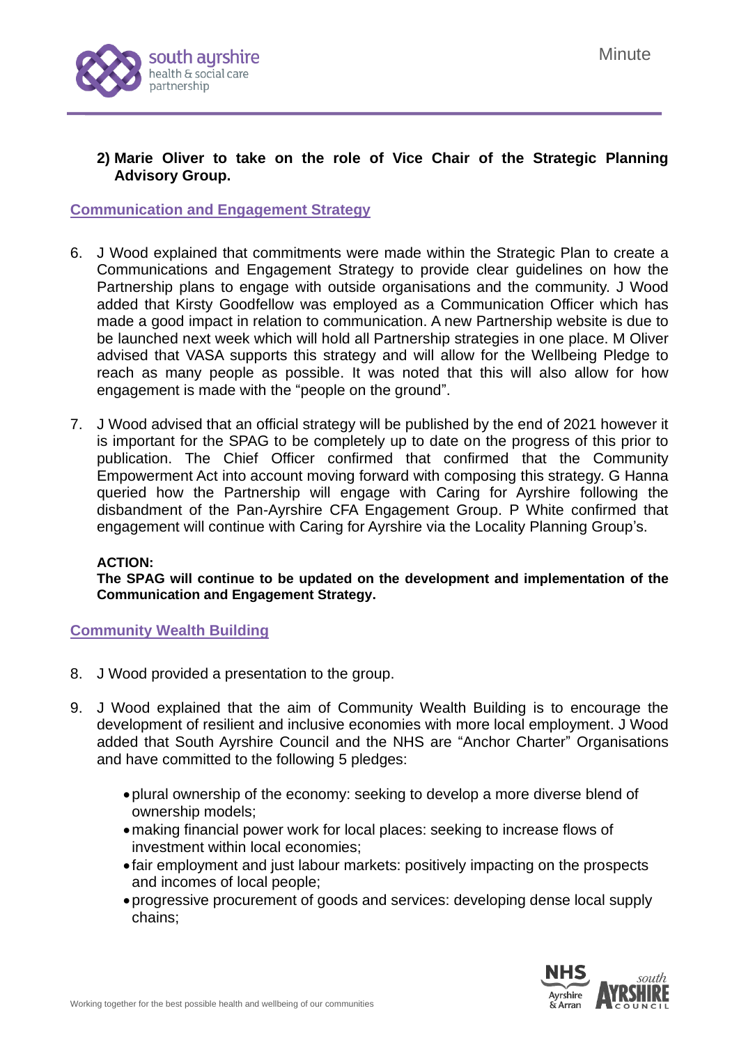**2) Marie Oliver to take on the role of Vice Chair of the Strategic Planning Advisory Group.**

## Communication and Engagement Strategy

6. J Wood explained that commitments were made within the Strategic Plan to create a Communications and Engagement Strategy to provide clear guidelines on how the Partnership plans to engage with outside organisations and the community. J Wood added that Kirsty Goodfellow was employed as a Communication Officer which has made a good impact in relation to communication. A new Partnership website is due to be launched next week which will hold all Partnership strategies in one place. M Oliver advised that VASA supports this strategy and will allow for the Wellbeing Pledge to reach as many people as possible. It was noted that this will also allow for how engagement is made with the "people on the ground".

7. J Wood advised that an official strategy will be published by the end of 2021 however it is important for the SPAG to be completely up to date on the progress of this prior to publication. The Chief Officer confirmed that confirmed that the Community Empowerment Act into account moving forward with composing this strategy. G Hanna queried how the Partnership will engage with Caring for Ayrshire following the disbandment of the Pan-Ayrshire CFA Engagement Group. P White confirmed that engagement will continue with Caring for Ayrshire via the Locality Planning Group's.

**ACTION:**
**The SPAG will continue to be updated on the development and implementation of the Communication and Engagement Strategy.**

## Community Wealth Building

8. J Wood provided a presentation to the group.

9. J Wood explained that the aim of Community Wealth Building is to encourage the development of resilient and inclusive economies with more local employment. J Wood added that South Ayrshire Council and the NHS are "Anchor Charter" Organisations and have committed to the following 5 pledges:

   - plural ownership of the economy: seeking to develop a more diverse blend of ownership models;
   - making financial power work for local places: seeking to increase flows of investment within local economies;
   - fair employment and just labour markets: positively impacting on the prospects and incomes of local people;
   - progressive procurement of goods and services: developing dense local supply chains;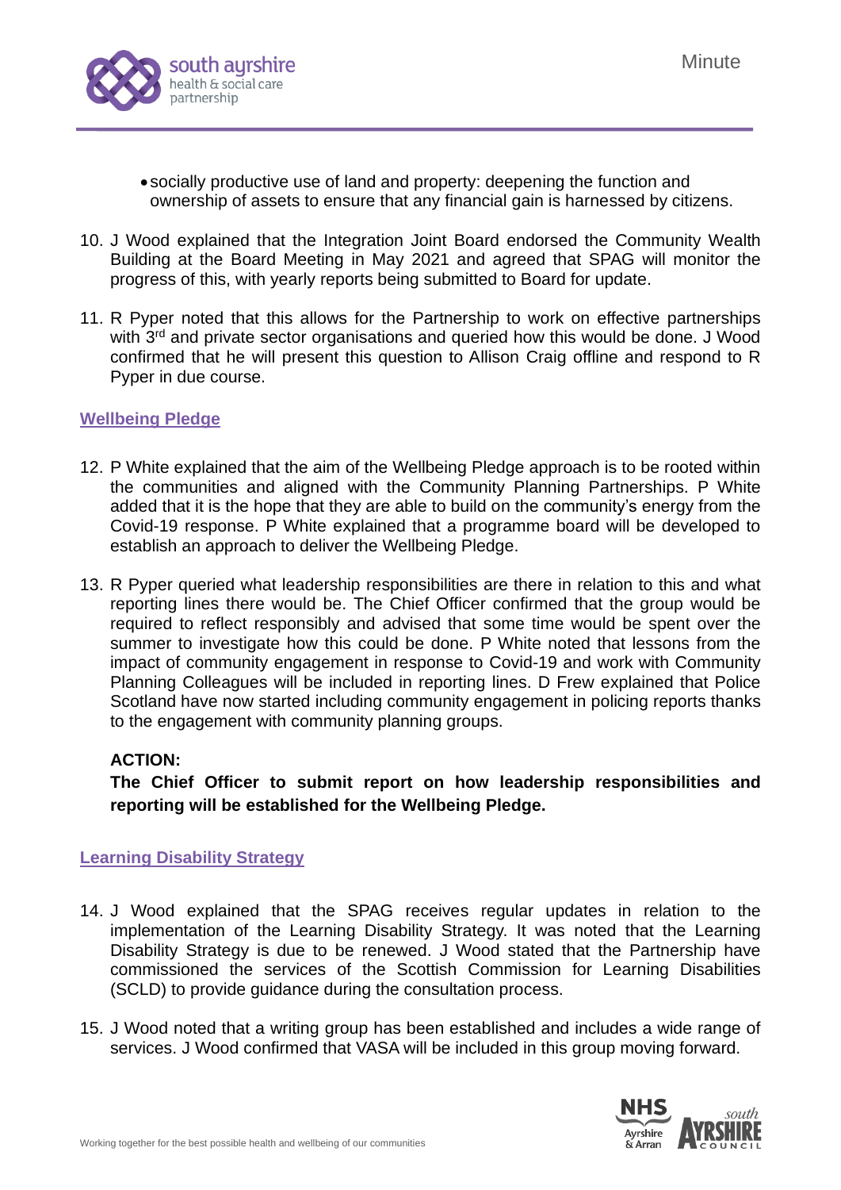- socially productive use of land and property: deepening the function and ownership of assets to ensure that any financial gain is harnessed by citizens.

10. J Wood explained that the Integration Joint Board endorsed the Community Wealth Building at the Board Meeting in May 2021 and agreed that SPAG will monitor the progress of this, with yearly reports being submitted to Board for update.

11. R Pyper noted that this allows for the Partnership to work on effective partnerships with 3rd and private sector organisations and queried how this would be done. J Wood confirmed that he will present this question to Allison Craig offline and respond to R Pyper in due course.

## Wellbeing Pledge

12. P White explained that the aim of the Wellbeing Pledge approach is to be rooted within the communities and aligned with the Community Planning Partnerships. P White added that it is the hope that they are able to build on the community's energy from the Covid-19 response. P White explained that a programme board will be developed to establish an approach to deliver the Wellbeing Pledge.

13. R Pyper queried what leadership responsibilities are there in relation to this and what reporting lines there would be. The Chief Officer confirmed that the group would be required to reflect responsibly and advised that some time would be spent over the summer to investigate how this could be done. P White noted that lessons from the impact of community engagement in response to Covid-19 and work with Community Planning Colleagues will be included in reporting lines. D Frew explained that Police Scotland have now started including community engagement in policing reports thanks to the engagement with community planning groups.

    **ACTION:**
    **The Chief Officer to submit report on how leadership responsibilities and reporting will be established for the Wellbeing Pledge.**

## Learning Disability Strategy

14. J Wood explained that the SPAG receives regular updates in relation to the implementation of the Learning Disability Strategy. It was noted that the Learning Disability Strategy is due to be renewed. J Wood stated that the Partnership have commissioned the services of the Scottish Commission for Learning Disabilities (SCLD) to provide guidance during the consultation process.

15. J Wood noted that a writing group has been established and includes a wide range of services. J Wood confirmed that VASA will be included in this group moving forward.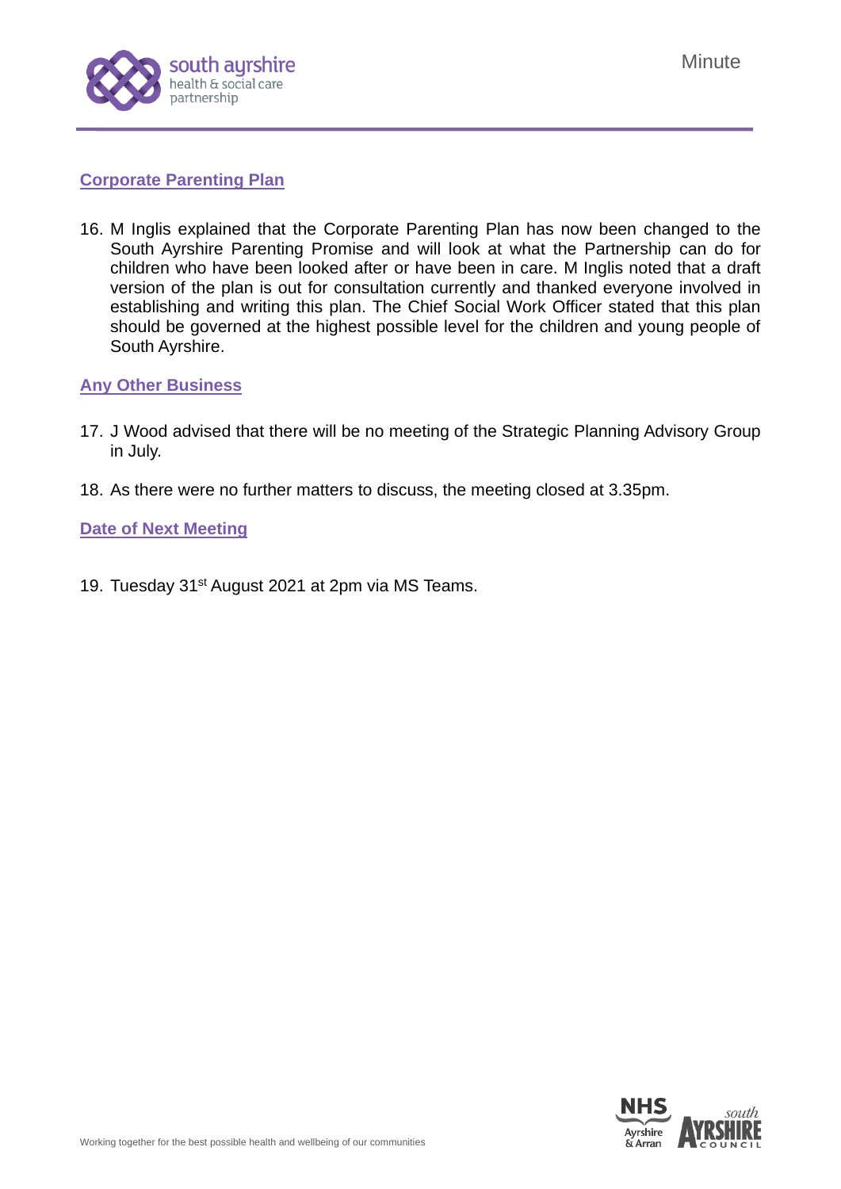## Corporate Parenting Plan

16. M Inglis explained that the Corporate Parenting Plan has now been changed to the South Ayrshire Parenting Promise and will look at what the Partnership can do for children who have been looked after or have been in care. M Inglis noted that a draft version of the plan is out for consultation currently and thanked everyone involved in establishing and writing this plan. The Chief Social Work Officer stated that this plan should be governed at the highest possible level for the children and young people of South Ayrshire.

## Any Other Business

17. J Wood advised that there will be no meeting of the Strategic Planning Advisory Group in July.

18. As there were no further matters to discuss, the meeting closed at 3.35pm.

## Date of Next Meeting

19. Tuesday 31st August 2021 at 2pm via MS Teams.